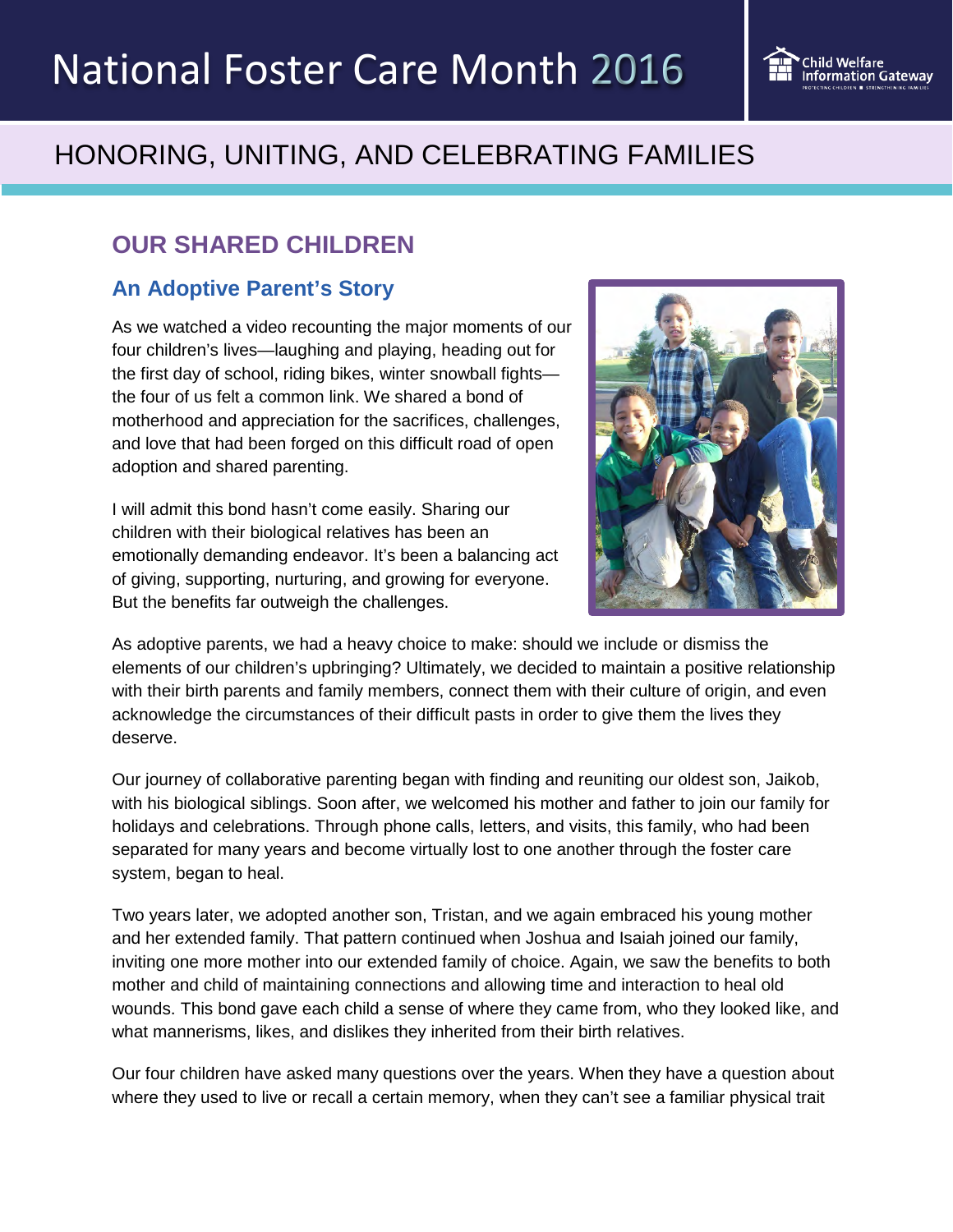# National Foster Care Month 2016

Child Welfare Information Gateway

## HONORING, UNITING, AND CELEBRATING FAMILIES

## OUR SHARED CHILDREN

### An Adoptive Parent's Story

As we watched a video recounting the major moments of our four children's lives—laughing and playing, heading out for the first day of school, riding bikes, winter snowball fights—the four of us felt a common link. We shared a bond of motherhood and appreciation for the sacrifices, challenges, and love that had been forged on this difficult road of open adoption and shared parenting.

I will admit this bond hasn't come easily. Sharing our children with their biological relatives has been an emotionally demanding endeavor. It's been a balancing act of giving, supporting, nurturing, and growing for everyone. But the benefits far outweigh the challenges.

As adoptive parents, we had a heavy choice to make: should we include or dismiss the elements of our children's upbringing? Ultimately, we decided to maintain a positive relationship with their birth parents and family members, connect them with their culture of origin, and even acknowledge the circumstances of their difficult pasts in order to give them the lives they deserve.

Our journey of collaborative parenting began with finding and reuniting our oldest son, Jaikob, with his biological siblings. Soon after, we welcomed his mother and father to join our family for holidays and celebrations. Through phone calls, letters, and visits, this family, who had been separated for many years and become virtually lost to one another through the foster care system, began to heal.

Two years later, we adopted another son, Tristan, and we again embraced his young mother and her extended family. That pattern continued when Joshua and Isaiah joined our family, inviting one more mother into our extended family of choice. Again, we saw the benefits to both mother and child of maintaining connections and allowing time and interaction to heal old wounds. This bond gave each child a sense of where they came from, who they looked like, and what mannerisms, likes, and dislikes they inherited from their birth relatives.

Our four children have asked many questions over the years. When they have a question about where they used to live or recall a certain memory, when they can't see a familiar physical trait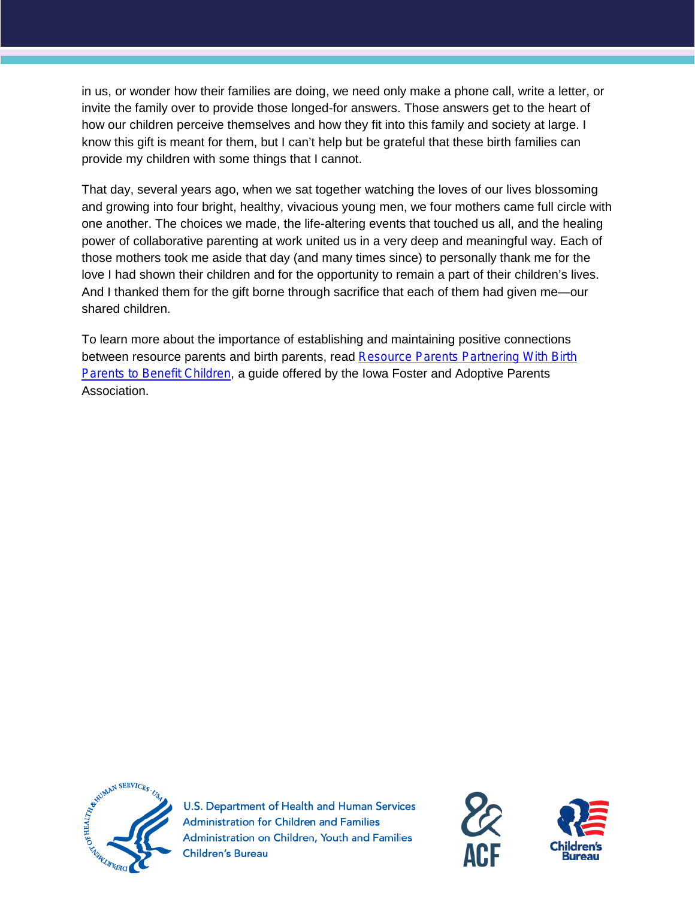in us, or wonder how their families are doing, we need only make a phone call, write a letter, or invite the family over to provide those longed-for answers. Those answers get to the heart of how our children perceive themselves and how they fit into this family and society at large. I know this gift is meant for them, but I can't help but be grateful that these birth families can provide my children with some things that I cannot.

That day, several years ago, when we sat together watching the loves of our lives blossoming and growing into four bright, healthy, vivacious young men, we four mothers came full circle with one another. The choices we made, the life-altering events that touched us all, and the healing power of collaborative parenting at work united us in a very deep and meaningful way. Each of those mothers took me aside that day (and many times since) to personally thank me for the love I had shown their children and for the opportunity to remain a part of their children's lives. And I thanked them for the gift borne through sacrifice that each of them had given me—our shared children.

To learn more about the importance of establishing and maintaining positive connections between resource parents and birth parents, read Resource Parents Partnering With Birth Parents to Benefit Children, a guide offered by the Iowa Foster and Adoptive Parents Association.

U.S. Department of Health and Human Services
Administration for Children and Families
Administration on Children, Youth and Families
Children's Bureau